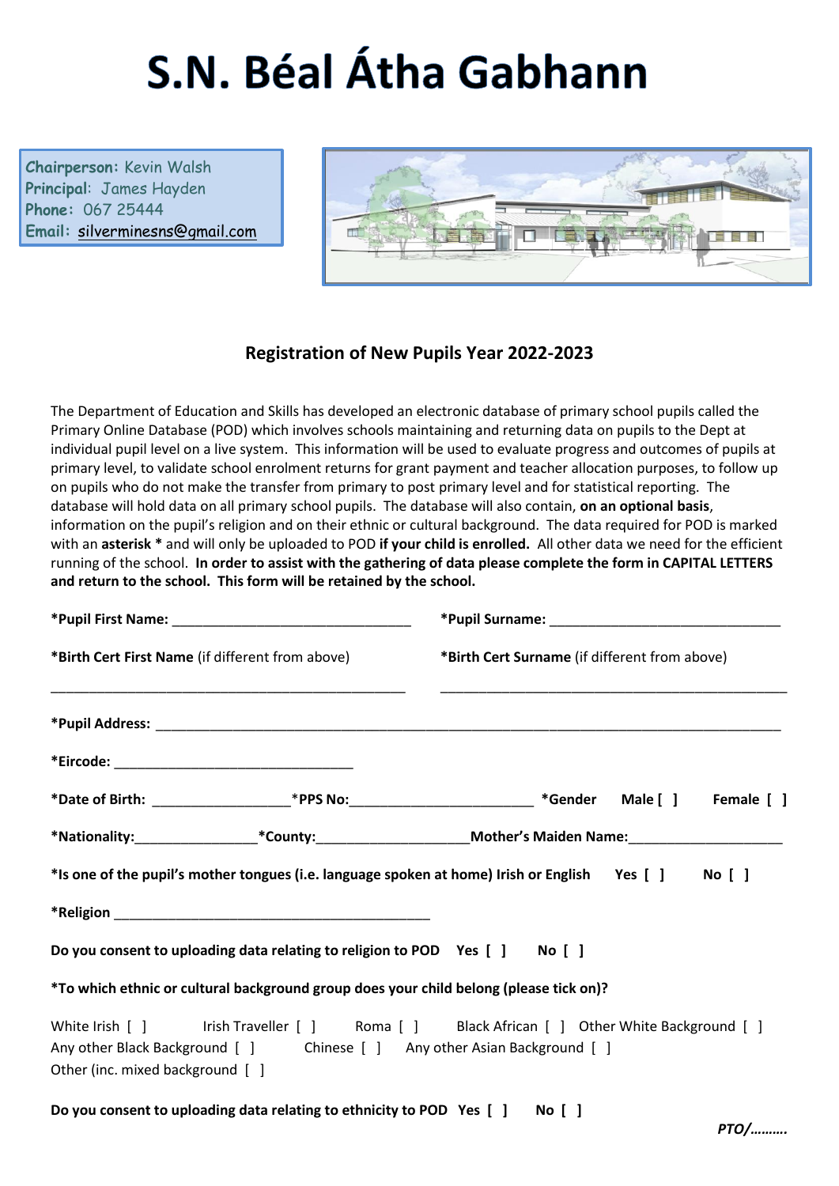# S.N. Béal Átha Gabhann

**Chairperson:** Kevin Walsh
**Principal:** James Hayden
**Phone:** 067 25444
**Email:** silverminesns@gmail.com

## Registration of New Pupils Year 2022-2023

The Department of Education and Skills has developed an electronic database of primary school pupils called the Primary Online Database (POD) which involves schools maintaining and returning data on pupils to the Dept at individual pupil level on a live system. This information will be used to evaluate progress and outcomes of pupils at primary level, to validate school enrolment returns for grant payment and teacher allocation purposes, to follow up on pupils who do not make the transfer from primary to post primary level and for statistical reporting. The database will hold data on all primary school pupils. The database will also contain, **on an optional basis**, information on the pupil's religion and on their ethnic or cultural background. The data required for POD is marked with an **asterisk *** and will only be uploaded to POD **if your child is enrolled.** All other data we need for the efficient running of the school. **In order to assist with the gathering of data please complete the form in CAPITAL LETTERS and return to the school. This form will be retained by the school.**

**\*Pupil First Name:** ________________________________ **\*Pupil Surname:** ________________________________

**\*Birth Cert First Name** (if different from above) **\*Birth Cert Surname** (if different from above)

________________________________________________ ________________________________________________

**\*Pupil Address:** ____________________________________________________________________________________

**\*Eircode:** ________________________________

**\*Date of Birth:** __________________ **\*PPS No:** _________________________ **\*Gender** Male [ ] Female [ ]

**\*Nationality:** ________________ **\*County:** ____________________ **Mother's Maiden Name:** _____________________

**\*Is one of the pupil's mother tongues (i.e. language spoken at home) Irish or English** Yes [ ] No [ ]

**\*Religion** ___________________________________________

**Do you consent to uploading data relating to religion to POD** Yes [ ] No [ ]

**\*To which ethnic or cultural background group does your child belong (please tick on)?**

White Irish [ ] Irish Traveller [ ] Roma [ ] Black African [ ] Other White Background [ ]
Any other Black Background [ ] Chinese [ ] Any other Asian Background [ ]
Other (inc. mixed background [ ]

**Do you consent to uploading data relating to ethnicity to POD** Yes [ ] No [ ]

*PTO/……….*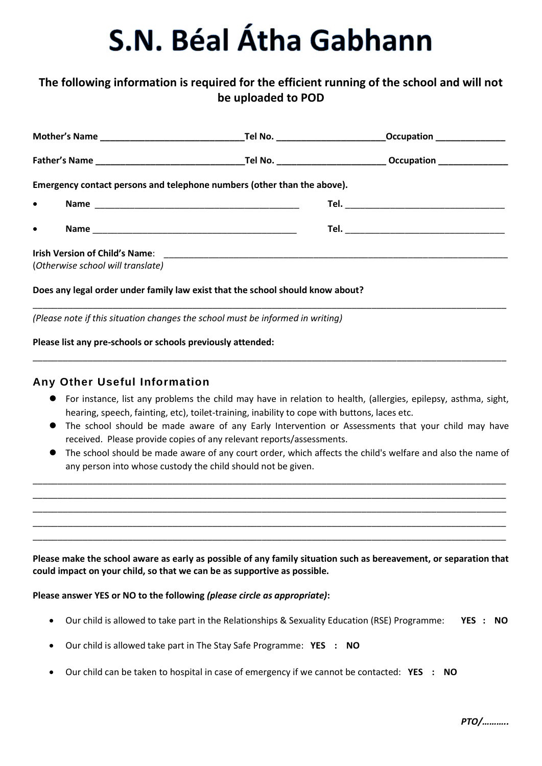# S.N. Béal Átha Gabhann

**The following information is required for the efficient running of the school and will not be uploaded to POD**

**Mother's Name** ____________________________ **Tel No.** _____________________ **Occupation** _____________

**Father's Name** _____________________________ **Tel No.** _____________________ **Occupation** _____________

**Emergency contact persons and telephone numbers (other than the above).**

- **Name** _________________________________________ **Tel.** _______________________________
- **Name** _________________________________________ **Tel.** _______________________________

**Irish Version of Child's Name**: ______________________________________________________________________
(*Otherwise school will translate*)

**Does any legal order under family law exist that the school should know about?**

______________________________________________________________________________________________

*(Please note if this situation changes the school must be informed in writing)*

**Please list any pre-schools or schools previously attended:**

______________________________________________________________________________________________

## Any Other Useful Information

- For instance, list any problems the child may have in relation to health, (allergies, epilepsy, asthma, sight, hearing, speech, fainting, etc), toilet-training, inability to cope with buttons, laces etc.
- The school should be made aware of any Early Intervention or Assessments that your child may have received. Please provide copies of any relevant reports/assessments.
- The school should be made aware of any court order, which affects the child's welfare and also the name of any person into whose custody the child should not be given.

______________________________________________________________________________________________
______________________________________________________________________________________________
______________________________________________________________________________________________
______________________________________________________________________________________________
______________________________________________________________________________________________

**Please make the school aware as early as possible of any family situation such as bereavement, or separation that could impact on your child, so that we can be as supportive as possible.**

**Please answer YES or NO to the following *(please circle as appropriate)*:**

- Our child is allowed to take part in the Relationships & Sexuality Education (RSE) Programme: **YES : NO**
- Our child is allowed take part in The Stay Safe Programme: **YES : NO**
- Our child can be taken to hospital in case of emergency if we cannot be contacted: **YES : NO**

***PTO/……….***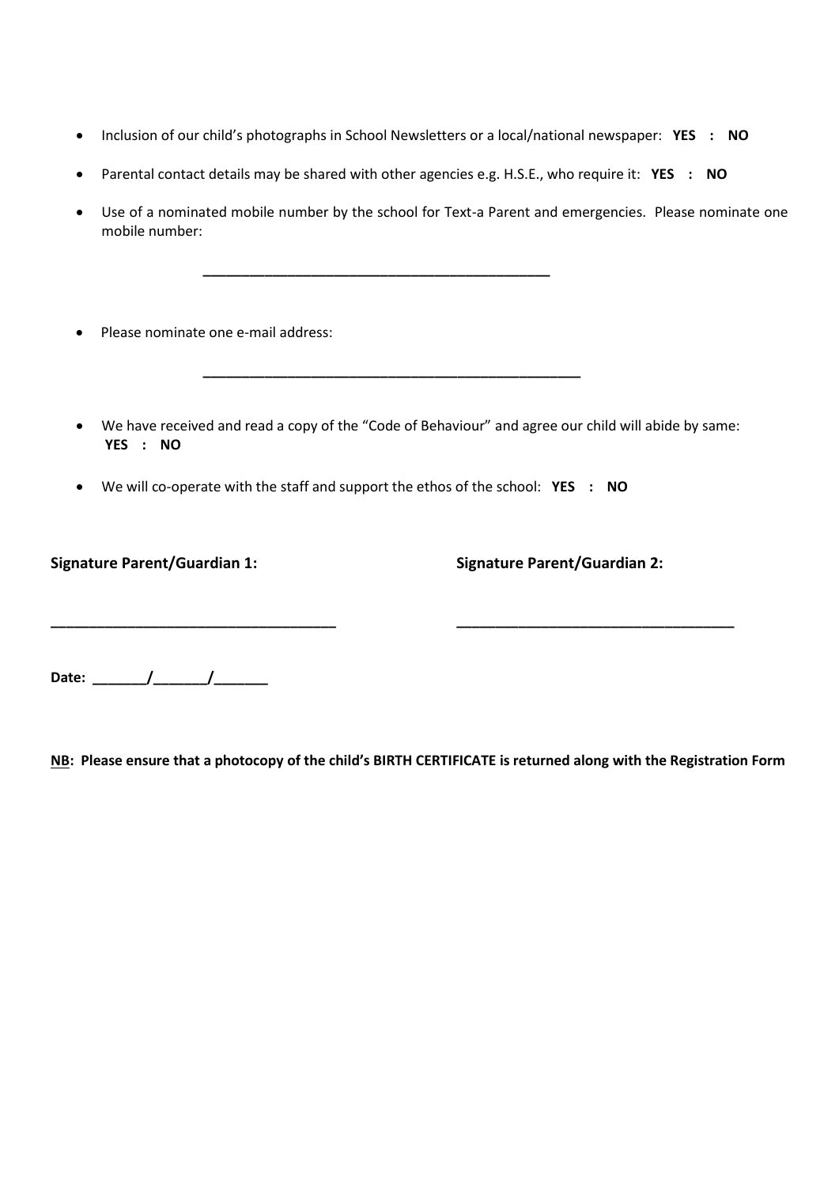- Inclusion of our child's photographs in School Newsletters or a local/national newspaper: **YES : NO**
- Parental contact details may be shared with other agencies e.g. H.S.E., who require it: **YES : NO**
- Use of a nominated mobile number by the school for Text-a Parent and emergencies. Please nominate one mobile number:

  ___________________________________________

- Please nominate one e-mail address:

  ______________________________________________

- We have received and read a copy of the "Code of Behaviour" and agree our child will abide by same: **YES : NO**
- We will co-operate with the staff and support the ethos of the school: **YES : NO**

**Signature Parent/Guardian 1:**

___________________________________

**Signature Parent/Guardian 2:**

___________________________________

**Date: _______/_______/_______**

**<u>NB</u>: Please ensure that a photocopy of the child's BIRTH CERTIFICATE is returned along with the Registration Form**